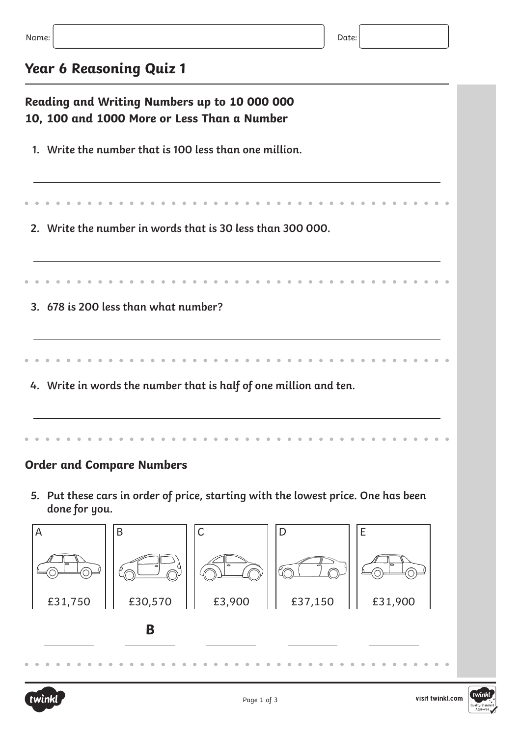Name: Date:

# Year 6 Reasoning Quiz 1

## Reading and Writing Numbers up to 10 000 000
## 10, 100 and 1000 More or Less Than a Number

1. Write the number that is 100 less than one million.

2. Write the number in words that is 30 less than 300 000.

3. 678 is 200 less than what number?

4. Write in words the number that is half of one million and ten.

## Order and Compare Numbers

5. Put these cars in order of price, starting with the lowest price. One has been done for you.

| A | B | C | D | E |
|---|---|---|---|---|
| £31,750 | £30,570 | £3,900 | £37,150 | £31,900 |

| | | | | |
|---|---|---|---|---|
| | B | | | |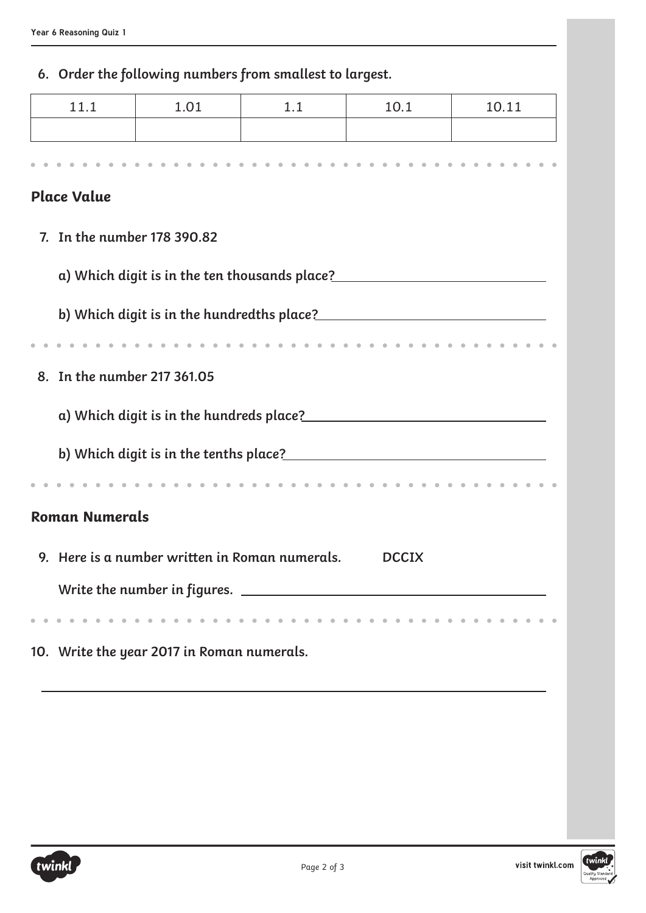6. *Order the following numbers from smallest to largest.*

| 11.1 | 1.01 | 1.1 | 10.1 | 10.11 |
|---|---|---|---|---|
| | | | | |

## Place Value

7. In the number 178 390.82

   a) Which digit is in the ten thousands place? ______________________

   b) Which digit is in the hundredths place? ______________________

8. In the number 217 361.05

   a) Which digit is in the hundreds place? ______________________

   b) Which digit is in the tenths place? ______________________

## Roman Numerals

9. Here is a number written in Roman numerals. **DCCIX**

   Write the number in figures. ______________________

10. Write the year 2017 in Roman numerals.

______________________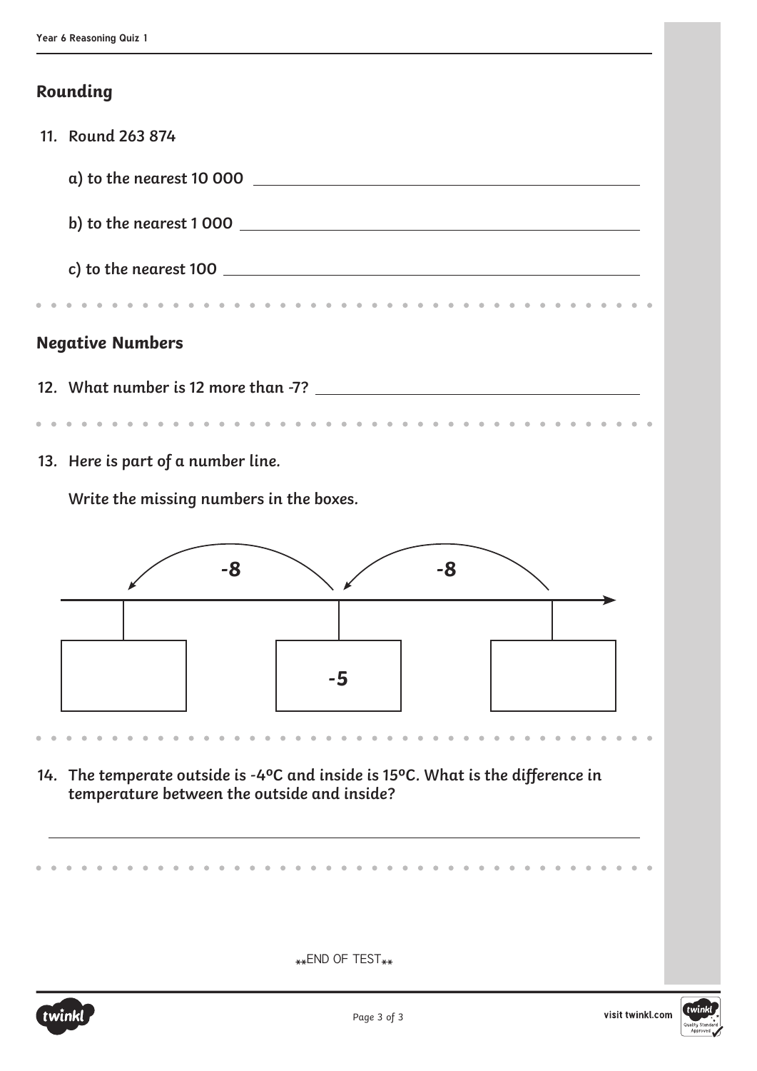## Rounding

11. Round 263 874

    a) to the nearest 10 000 ______________________

    b) to the nearest 1 000 ______________________

    c) to the nearest 100 ______________________

## Negative Numbers

12. What number is 12 more than -7? ______________________

13. Here is part of a number line.

    Write the missing numbers in the boxes.

    | | -8 | | -8 | |
    |---|---|---|---|---|
    | [ ] | | -5 | | [ ] |

14. The temperate outside is -4°C and inside is 15°C. What is the difference in temperature between the outside and inside?

______________________

**END OF TEST**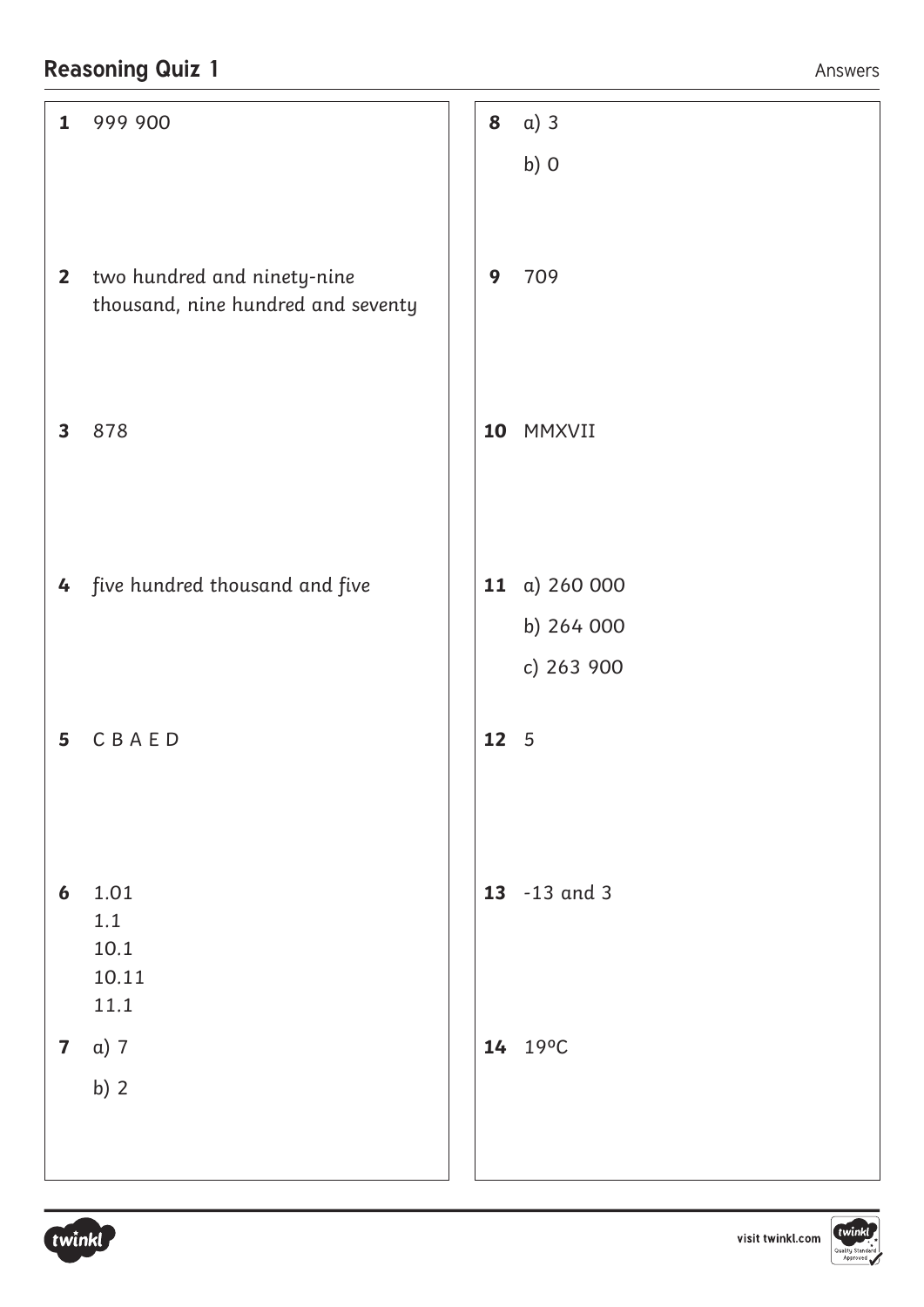## Reasoning Quiz 1

Answers

**1** 999 900

**2** two hundred and ninety-nine thousand, nine hundred and seventy

**3** 878

**4** *five hundred thousand and five*

**5** C B A E D

**6** 1.01
1.1
10.1
10.11
11.1

**7** a) 7

b) 2

**8** a) 3

b) 0

**9** 709

**10** MMXVII

**11** a) 260 000

b) 264 000

c) 263 900

**12** 5

**13** -13 and 3

**14** 19ºC